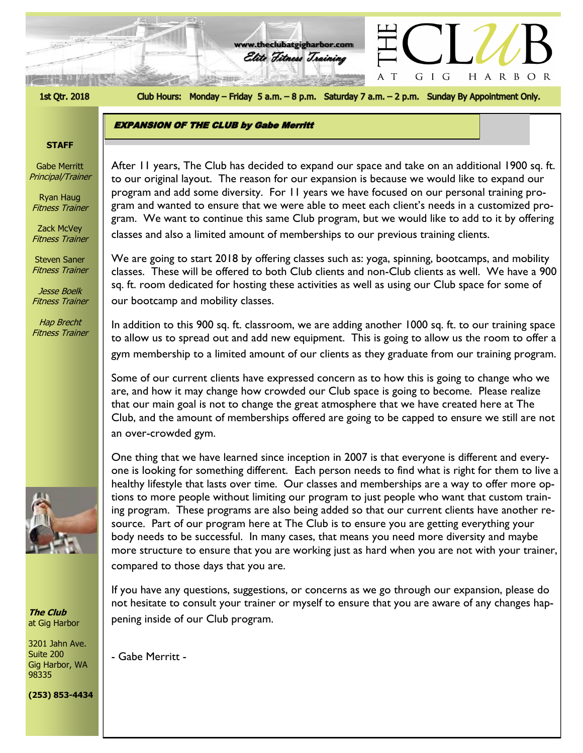# THE CLUB AT GIG HARBOR

www.theclubatgigharbor.com

*Elite Fitness Training*

1st Qtr. 2018

Club Hours: Monday – Friday 5 a.m. – 8 p.m. Saturday 7 a.m. – 2 p.m. Sunday By Appointment Only.

**STAFF**

Gabe Merritt
*Principal/Trainer*

Ryan Haug
*Fitness Trainer*

Zack McVey
*Fitness Trainer*

Steven Saner
*Fitness Trainer*

Jesse Boelk
*Fitness Trainer*

Hap Brecht
*Fitness Trainer*

***The Club*** at Gig Harbor

3201 Jahn Ave.
Suite 200
Gig Harbor, WA
98335

**(253) 853-4434**

## *EXPANSION OF THE CLUB by Gabe Merritt*

After 11 years, The Club has decided to expand our space and take on an additional 1900 sq. ft. to our original layout. The reason for our expansion is because we would like to expand our program and add some diversity. For 11 years we have focused on our personal training program and wanted to ensure that we were able to meet each client's needs in a customized program. We want to continue this same Club program, but we would like to add to it by offering classes and also a limited amount of memberships to our previous training clients.

We are going to start 2018 by offering classes such as: yoga, spinning, bootcamps, and mobility classes. These will be offered to both Club clients and non-Club clients as well. We have a 900 sq. ft. room dedicated for hosting these activities as well as using our Club space for some of our bootcamp and mobility classes.

In addition to this 900 sq. ft. classroom, we are adding another 1000 sq. ft. to our training space to allow us to spread out and add new equipment. This is going to allow us the room to offer a gym membership to a limited amount of our clients as they graduate from our training program.

Some of our current clients have expressed concern as to how this is going to change who we are, and how it may change how crowded our Club space is going to become. Please realize that our main goal is not to change the great atmosphere that we have created here at The Club, and the amount of memberships offered are going to be capped to ensure we still are not an over-crowded gym.

One thing that we have learned since inception in 2007 is that everyone is different and everyone is looking for something different. Each person needs to find what is right for them to live a healthy lifestyle that lasts over time. Our classes and memberships are a way to offer more options to more people without limiting our program to just people who want that custom training program. These programs are also being added so that our current clients have another resource. Part of our program here at The Club is to ensure you are getting everything your body needs to be successful. In many cases, that means you need more diversity and maybe more structure to ensure that you are working just as hard when you are not with your trainer, compared to those days that you are.

If you have any questions, suggestions, or concerns as we go through our expansion, please do not hesitate to consult your trainer or myself to ensure that you are aware of any changes happening inside of our Club program.

- Gabe Merritt -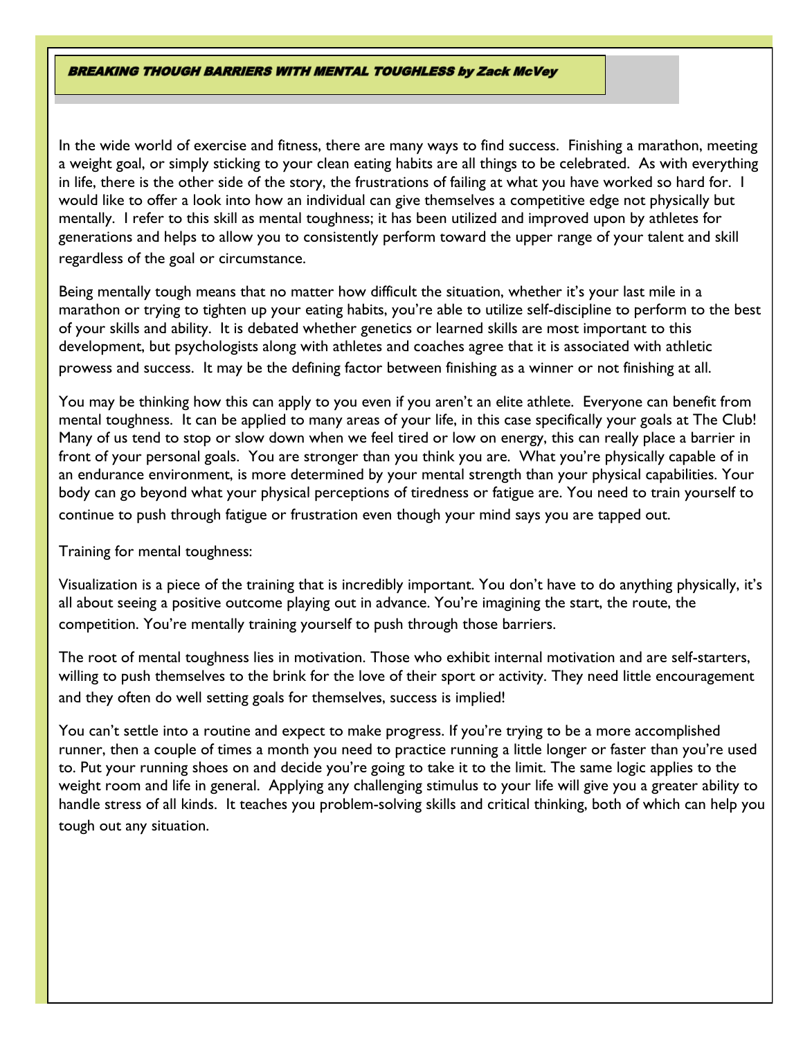## *BREAKING THOUGH BARRIERS WITH MENTAL TOUGHLESS by Zack McVey*

In the wide world of exercise and fitness, there are many ways to find success. Finishing a marathon, meeting a weight goal, or simply sticking to your clean eating habits are all things to be celebrated. As with everything in life, there is the other side of the story, the frustrations of failing at what you have worked so hard for. I would like to offer a look into how an individual can give themselves a competitive edge not physically but mentally. I refer to this skill as mental toughness; it has been utilized and improved upon by athletes for generations and helps to allow you to consistently perform toward the upper range of your talent and skill regardless of the goal or circumstance.

Being mentally tough means that no matter how difficult the situation, whether it's your last mile in a marathon or trying to tighten up your eating habits, you're able to utilize self-discipline to perform to the best of your skills and ability. It is debated whether genetics or learned skills are most important to this development, but psychologists along with athletes and coaches agree that it is associated with athletic prowess and success. It may be the defining factor between finishing as a winner or not finishing at all.

You may be thinking how this can apply to you even if you aren't an elite athlete. Everyone can benefit from mental toughness. It can be applied to many areas of your life, in this case specifically your goals at The Club! Many of us tend to stop or slow down when we feel tired or low on energy, this can really place a barrier in front of your personal goals. You are stronger than you think you are. What you're physically capable of in an endurance environment, is more determined by your mental strength than your physical capabilities. Your body can go beyond what your physical perceptions of tiredness or fatigue are. You need to train yourself to continue to push through fatigue or frustration even though your mind says you are tapped out.

Training for mental toughness:

Visualization is a piece of the training that is incredibly important. You don't have to do anything physically, it's all about seeing a positive outcome playing out in advance. You're imagining the start, the route, the competition. You're mentally training yourself to push through those barriers.

The root of mental toughness lies in motivation. Those who exhibit internal motivation and are self-starters, willing to push themselves to the brink for the love of their sport or activity. They need little encouragement and they often do well setting goals for themselves, success is implied!

You can't settle into a routine and expect to make progress. If you're trying to be a more accomplished runner, then a couple of times a month you need to practice running a little longer or faster than you're used to. Put your running shoes on and decide you're going to take it to the limit. The same logic applies to the weight room and life in general. Applying any challenging stimulus to your life will give you a greater ability to handle stress of all kinds. It teaches you problem-solving skills and critical thinking, both of which can help you tough out any situation.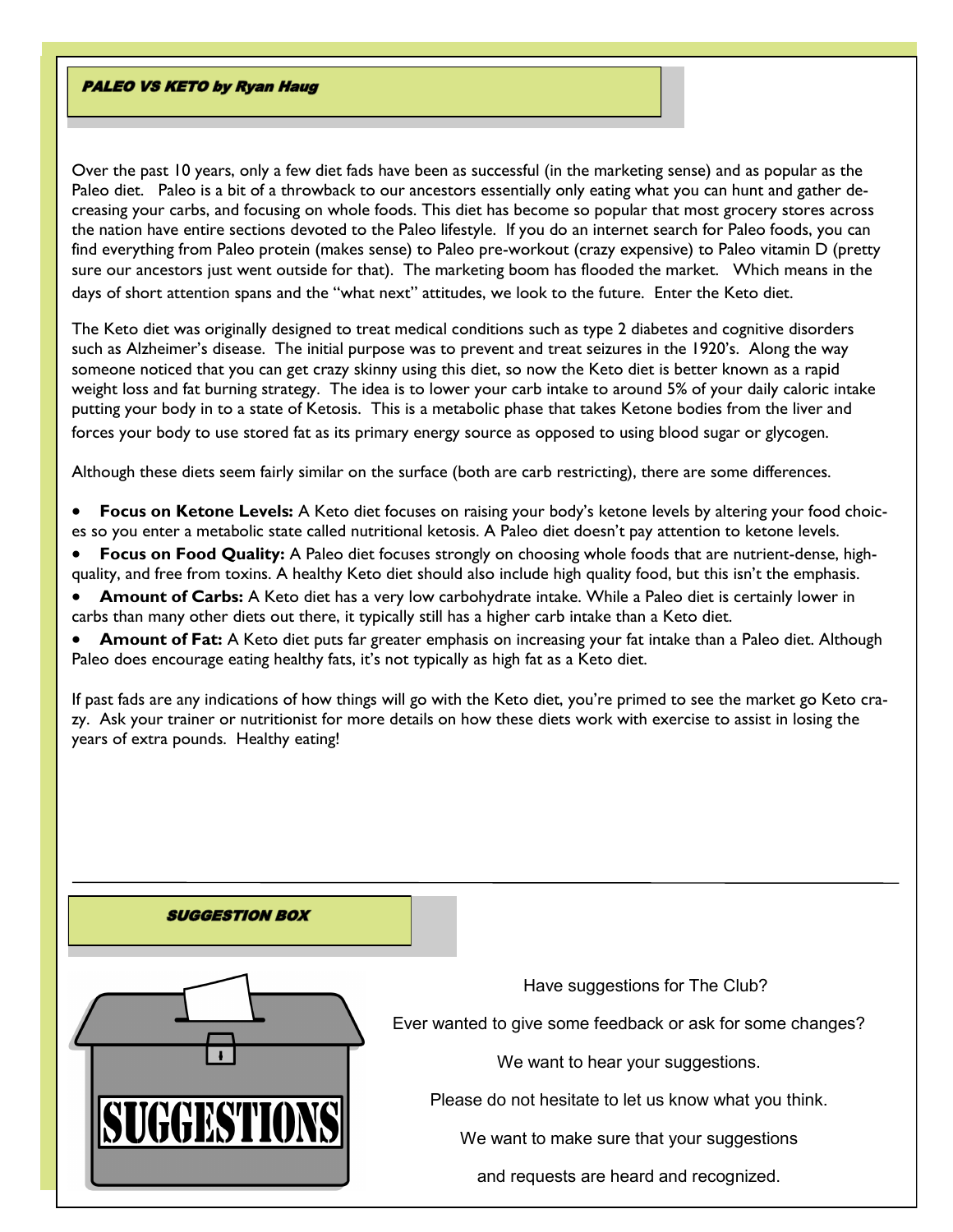## PALEO VS KETO by Ryan Haug

Over the past 10 years, only a few diet fads have been as successful (in the marketing sense) and as popular as the Paleo diet. Paleo is a bit of a throwback to our ancestors essentially only eating what you can hunt and gather decreasing your carbs, and focusing on whole foods. This diet has become so popular that most grocery stores across the nation have entire sections devoted to the Paleo lifestyle. If you do an internet search for Paleo foods, you can find everything from Paleo protein (makes sense) to Paleo pre-workout (crazy expensive) to Paleo vitamin D (pretty sure our ancestors just went outside for that). The marketing boom has flooded the market. Which means in the days of short attention spans and the "what next" attitudes, we look to the future. Enter the Keto diet.

The Keto diet was originally designed to treat medical conditions such as type 2 diabetes and cognitive disorders such as Alzheimer's disease. The initial purpose was to prevent and treat seizures in the 1920's. Along the way someone noticed that you can get crazy skinny using this diet, so now the Keto diet is better known as a rapid weight loss and fat burning strategy. The idea is to lower your carb intake to around 5% of your daily caloric intake putting your body in to a state of Ketosis. This is a metabolic phase that takes Ketone bodies from the liver and forces your body to use stored fat as its primary energy source as opposed to using blood sugar or glycogen.

Although these diets seem fairly similar on the surface (both are carb restricting), there are some differences.

- **Focus on Ketone Levels:** A Keto diet focuses on raising your body's ketone levels by altering your food choices so you enter a metabolic state called nutritional ketosis. A Paleo diet doesn't pay attention to ketone levels.
- **Focus on Food Quality:** A Paleo diet focuses strongly on choosing whole foods that are nutrient-dense, high-quality, and free from toxins. A healthy Keto diet should also include high quality food, but this isn't the emphasis.
- **Amount of Carbs:** A Keto diet has a very low carbohydrate intake. While a Paleo diet is certainly lower in carbs than many other diets out there, it typically still has a higher carb intake than a Keto diet.
- **Amount of Fat:** A Keto diet puts far greater emphasis on increasing your fat intake than a Paleo diet. Although Paleo does encourage eating healthy fats, it's not typically as high fat as a Keto diet.

If past fads are any indications of how things will go with the Keto diet, you're primed to see the market go Keto crazy. Ask your trainer or nutritionist for more details on how these diets work with exercise to assist in losing the years of extra pounds. Healthy eating!

---

## SUGGESTION BOX

SUGGESTIONS

Have suggestions for The Club?

Ever wanted to give some feedback or ask for some changes?

We want to hear your suggestions.

Please do not hesitate to let us know what you think.

We want to make sure that your suggestions

and requests are heard and recognized.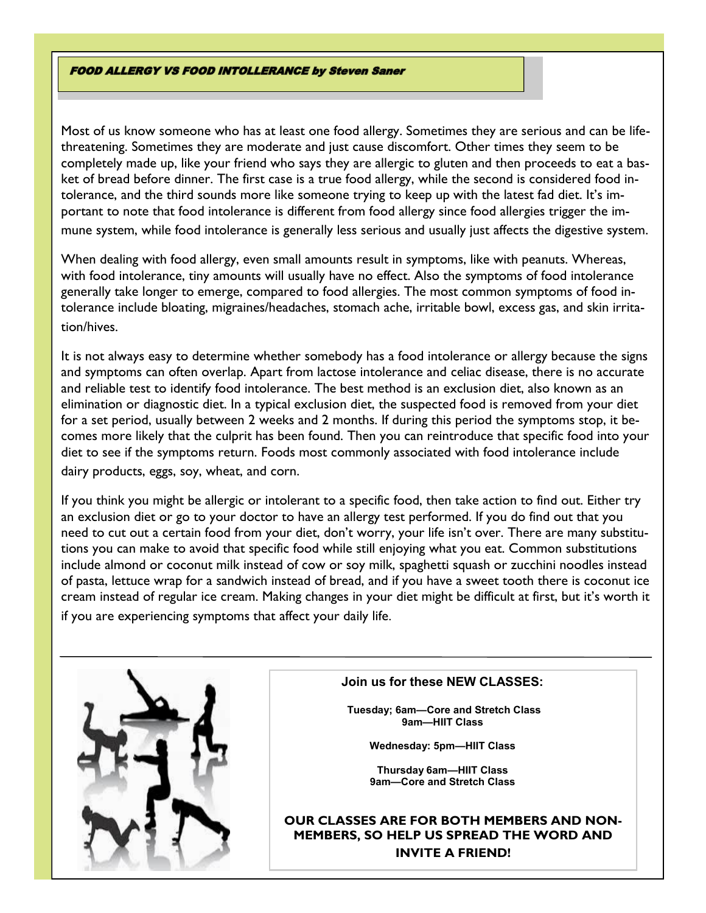## *FOOD ALLERGY VS FOOD INTOLLERANCE by Steven Saner*

Most of us know someone who has at least one food allergy. Sometimes they are serious and can be life-threatening. Sometimes they are moderate and just cause discomfort. Other times they seem to be completely made up, like your friend who says they are allergic to gluten and then proceeds to eat a basket of bread before dinner. The first case is a true food allergy, while the second is considered food intolerance, and the third sounds more like someone trying to keep up with the latest fad diet. It's important to note that food intolerance is different from food allergy since food allergies trigger the immune system, while food intolerance is generally less serious and usually just affects the digestive system.

When dealing with food allergy, even small amounts result in symptoms, like with peanuts. Whereas, with food intolerance, tiny amounts will usually have no effect. Also the symptoms of food intolerance generally take longer to emerge, compared to food allergies. The most common symptoms of food intolerance include bloating, migraines/headaches, stomach ache, irritable bowl, excess gas, and skin irritation/hives.

It is not always easy to determine whether somebody has a food intolerance or allergy because the signs and symptoms can often overlap. Apart from lactose intolerance and celiac disease, there is no accurate and reliable test to identify food intolerance. The best method is an exclusion diet, also known as an elimination or diagnostic diet. In a typical exclusion diet, the suspected food is removed from your diet for a set period, usually between 2 weeks and 2 months. If during this period the symptoms stop, it becomes more likely that the culprit has been found. Then you can reintroduce that specific food into your diet to see if the symptoms return. Foods most commonly associated with food intolerance include dairy products, eggs, soy, wheat, and corn.

If you think you might be allergic or intolerant to a specific food, then take action to find out. Either try an exclusion diet or go to your doctor to have an allergy test performed. If you do find out that you need to cut out a certain food from your diet, don't worry, your life isn't over. There are many substitutions you can make to avoid that specific food while still enjoying what you eat. Common substitutions include almond or coconut milk instead of cow or soy milk, spaghetti squash or zucchini noodles instead of pasta, lettuce wrap for a sandwich instead of bread, and if you have a sweet tooth there is coconut ice cream instead of regular ice cream. Making changes in your diet might be difficult at first, but it's worth it if you are experiencing symptoms that affect your daily life.

---

**Join us for these NEW CLASSES:**

**Tuesday; 6am—Core and Stretch Class**
**9am—HIIT Class**

**Wednesday: 5pm—HIIT Class**

**Thursday 6am—HIIT Class**
**9am—Core and Stretch Class**

**OUR CLASSES ARE FOR BOTH MEMBERS AND NON-MEMBERS, SO HELP US SPREAD THE WORD AND INVITE A FRIEND!**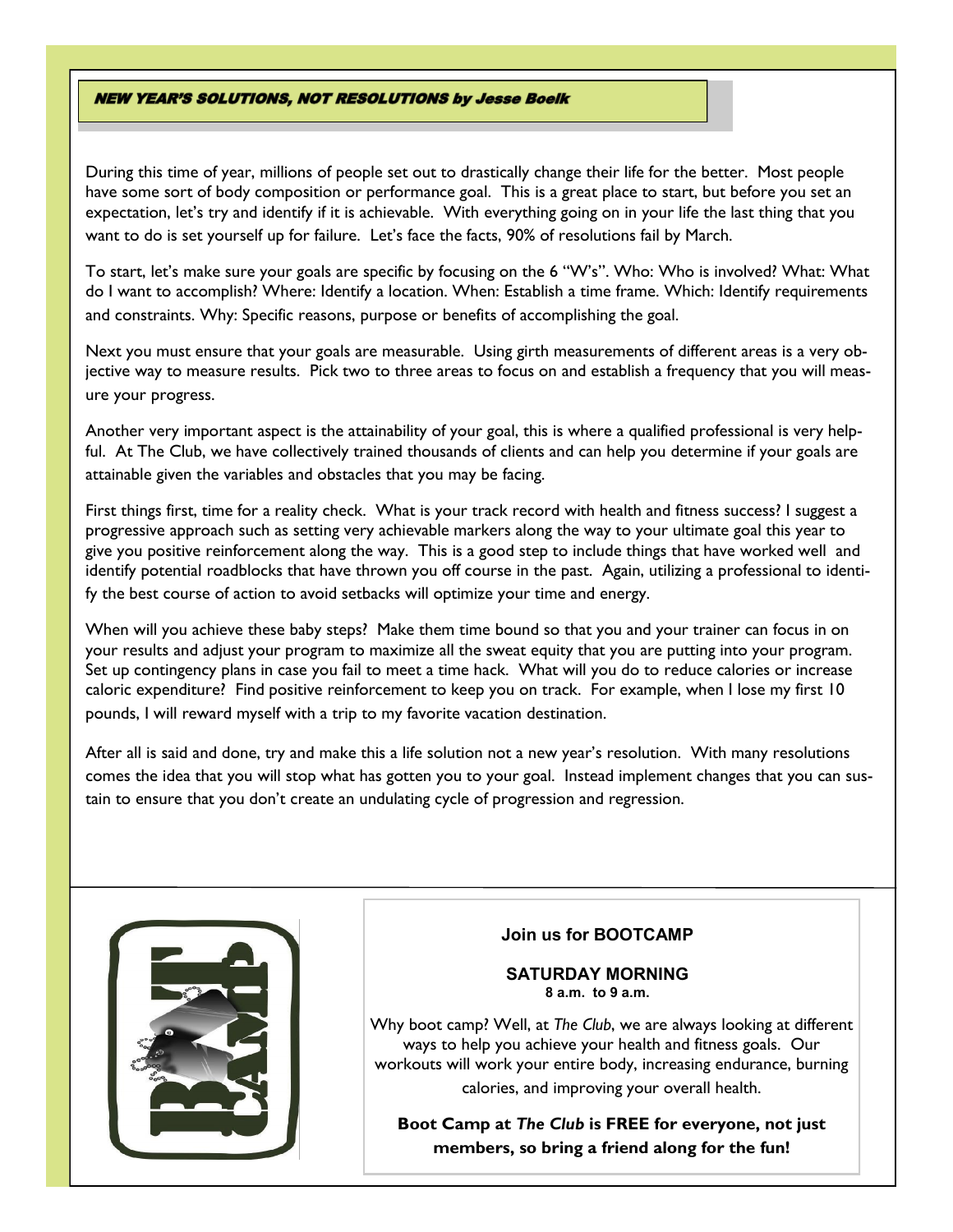## *NEW YEAR'S SOLUTIONS, NOT RESOLUTIONS by Jesse Boelk*

During this time of year, millions of people set out to drastically change their life for the better. Most people have some sort of body composition or performance goal. This is a great place to start, but before you set an expectation, let's try and identify if it is achievable. With everything going on in your life the last thing that you want to do is set yourself up for failure. Let's face the facts, 90% of resolutions fail by March.

To start, let's make sure your goals are specific by focusing on the 6 "W's". Who: Who is involved? What: What do I want to accomplish? Where: Identify a location. When: Establish a time frame. Which: Identify requirements and constraints. Why: Specific reasons, purpose or benefits of accomplishing the goal.

Next you must ensure that your goals are measurable. Using girth measurements of different areas is a very objective way to measure results. Pick two to three areas to focus on and establish a frequency that you will measure your progress.

Another very important aspect is the attainability of your goal, this is where a qualified professional is very helpful. At The Club, we have collectively trained thousands of clients and can help you determine if your goals are attainable given the variables and obstacles that you may be facing.

First things first, time for a reality check. What is your track record with health and fitness success? I suggest a progressive approach such as setting very achievable markers along the way to your ultimate goal this year to give you positive reinforcement along the way. This is a good step to include things that have worked well and identify potential roadblocks that have thrown you off course in the past. Again, utilizing a professional to identify the best course of action to avoid setbacks will optimize your time and energy.

When will you achieve these baby steps? Make them time bound so that you and your trainer can focus in on your results and adjust your program to maximize all the sweat equity that you are putting into your program. Set up contingency plans in case you fail to meet a time hack. What will you do to reduce calories or increase caloric expenditure? Find positive reinforcement to keep you on track. For example, when I lose my first 10 pounds, I will reward myself with a trip to my favorite vacation destination.

After all is said and done, try and make this a life solution not a new year's resolution. With many resolutions comes the idea that you will stop what has gotten you to your goal. Instead implement changes that you can sustain to ensure that you don't create an undulating cycle of progression and regression.

---

**Join us for BOOTCAMP**

**SATURDAY MORNING**
**8 a.m. to 9 a.m.**

Why boot camp? Well, at *The Club*, we are always looking at different ways to help you achieve your health and fitness goals. Our workouts will work your entire body, increasing endurance, burning calories, and improving your overall health.

**Boot Camp at *The Club* is FREE for everyone, not just members, so bring a friend along for the fun!**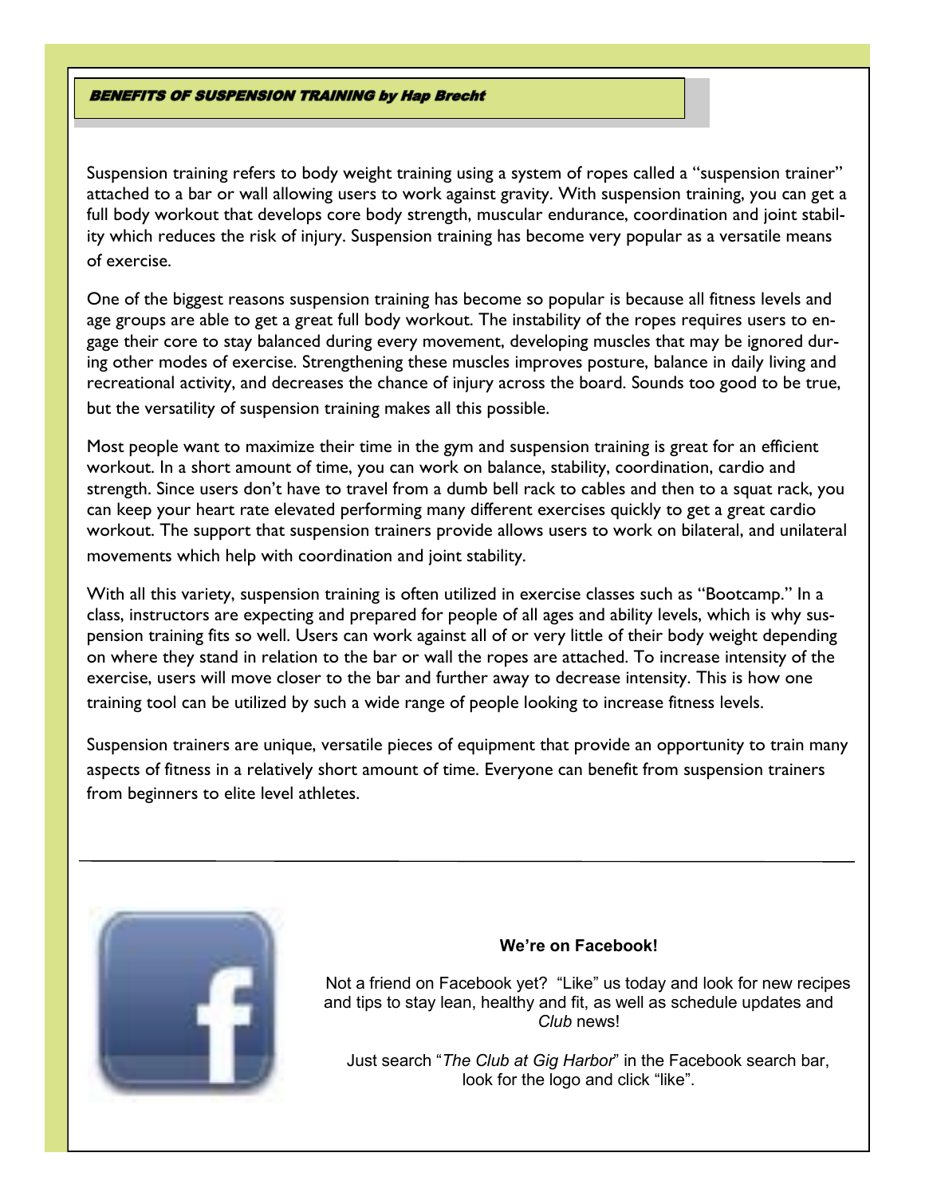## *BENEFITS OF SUSPENSION TRAINING by Hap Brecht*

Suspension training refers to body weight training using a system of ropes called a "suspension trainer" attached to a bar or wall allowing users to work against gravity. With suspension training, you can get a full body workout that develops core body strength, muscular endurance, coordination and joint stability which reduces the risk of injury. Suspension training has become very popular as a versatile means of exercise.

One of the biggest reasons suspension training has become so popular is because all fitness levels and age groups are able to get a great full body workout. The instability of the ropes requires users to engage their core to stay balanced during every movement, developing muscles that may be ignored during other modes of exercise. Strengthening these muscles improves posture, balance in daily living and recreational activity, and decreases the chance of injury across the board. Sounds too good to be true, but the versatility of suspension training makes all this possible.

Most people want to maximize their time in the gym and suspension training is great for an efficient workout. In a short amount of time, you can work on balance, stability, coordination, cardio and strength. Since users don't have to travel from a dumb bell rack to cables and then to a squat rack, you can keep your heart rate elevated performing many different exercises quickly to get a great cardio workout. The support that suspension trainers provide allows users to work on bilateral, and unilateral movements which help with coordination and joint stability.

With all this variety, suspension training is often utilized in exercise classes such as "Bootcamp." In a class, instructors are expecting and prepared for people of all ages and ability levels, which is why suspension training fits so well. Users can work against all of or very little of their body weight depending on where they stand in relation to the bar or wall the ropes are attached. To increase intensity of the exercise, users will move closer to the bar and further away to decrease intensity. This is how one training tool can be utilized by such a wide range of people looking to increase fitness levels.

Suspension trainers are unique, versatile pieces of equipment that provide an opportunity to train many aspects of fitness in a relatively short amount of time. Everyone can benefit from suspension trainers from beginners to elite level athletes.

---

**We're on Facebook!**

Not a friend on Facebook yet? "Like" us today and look for new recipes and tips to stay lean, healthy and fit, as well as schedule updates and *Club* news!

Just search "*The Club at Gig Harbor*" in the Facebook search bar, look for the logo and click "like".